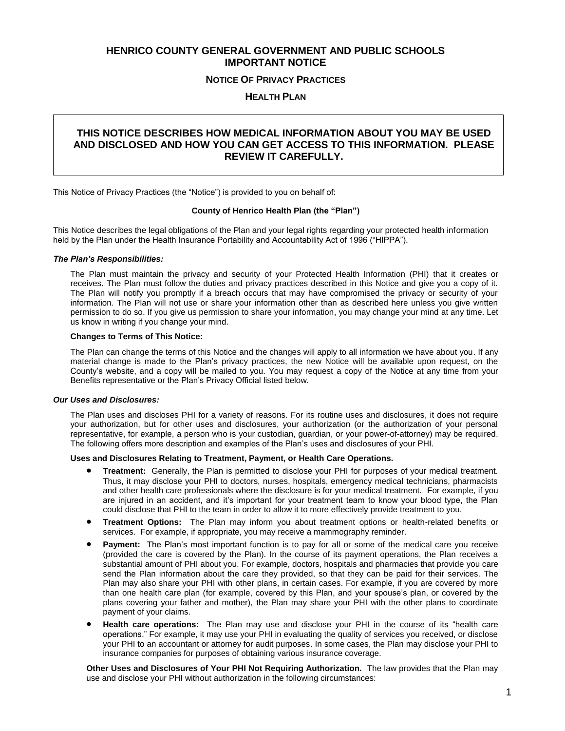# HENRICO COUNTY GENERAL GOVERNMENT AND PUBLIC SCHOOLS IMPORTANT NOTICE

## NOTICE OF PRIVACY PRACTICES

## HEALTH PLAN

**THIS NOTICE DESCRIBES HOW MEDICAL INFORMATION ABOUT YOU MAY BE USED AND DISCLOSED AND HOW YOU CAN GET ACCESS TO THIS INFORMATION. PLEASE REVIEW IT CAREFULLY.**

This Notice of Privacy Practices (the "Notice") is provided to you on behalf of:

**County of Henrico Health Plan (the "Plan")**

This Notice describes the legal obligations of the Plan and your legal rights regarding your protected health information held by the Plan under the Health Insurance Portability and Accountability Act of 1996 ("HIPPA").

***The Plan's Responsibilities:***

The Plan must maintain the privacy and security of your Protected Health Information (PHI) that it creates or receives. The Plan must follow the duties and privacy practices described in this Notice and give you a copy of it. The Plan will notify you promptly if a breach occurs that may have compromised the privacy or security of your information. The Plan will not use or share your information other than as described here unless you give written permission to do so. If you give us permission to share your information, you may change your mind at any time. Let us know in writing if you change your mind.

**Changes to Terms of This Notice:**

The Plan can change the terms of this Notice and the changes will apply to all information we have about you. If any material change is made to the Plan's privacy practices, the new Notice will be available upon request, on the County's website, and a copy will be mailed to you. You may request a copy of the Notice at any time from your Benefits representative or the Plan's Privacy Official listed below.

***Our Uses and Disclosures:***

The Plan uses and discloses PHI for a variety of reasons. For its routine uses and disclosures, it does not require your authorization, but for other uses and disclosures, your authorization (or the authorization of your personal representative, for example, a person who is your custodian, guardian, or your power-of-attorney) may be required. The following offers more description and examples of the Plan's uses and disclosures of your PHI.

**Uses and Disclosures Relating to Treatment, Payment, or Health Care Operations.**

- **Treatment:** Generally, the Plan is permitted to disclose your PHI for purposes of your medical treatment. Thus, it may disclose your PHI to doctors, nurses, hospitals, emergency medical technicians, pharmacists and other health care professionals where the disclosure is for your medical treatment. For example, if you are injured in an accident, and it's important for your treatment team to know your blood type, the Plan could disclose that PHI to the team in order to allow it to more effectively provide treatment to you.
- **Treatment Options:** The Plan may inform you about treatment options or health-related benefits or services. For example, if appropriate, you may receive a mammography reminder.
- **Payment:** The Plan's most important function is to pay for all or some of the medical care you receive (provided the care is covered by the Plan). In the course of its payment operations, the Plan receives a substantial amount of PHI about you. For example, doctors, hospitals and pharmacies that provide you care send the Plan information about the care they provided, so that they can be paid for their services. The Plan may also share your PHI with other plans, in certain cases. For example, if you are covered by more than one health care plan (for example, covered by this Plan, and your spouse's plan, or covered by the plans covering your father and mother), the Plan may share your PHI with the other plans to coordinate payment of your claims.
- **Health care operations:** The Plan may use and disclose your PHI in the course of its "health care operations." For example, it may use your PHI in evaluating the quality of services you received, or disclose your PHI to an accountant or attorney for audit purposes. In some cases, the Plan may disclose your PHI to insurance companies for purposes of obtaining various insurance coverage.

**Other Uses and Disclosures of Your PHI Not Requiring Authorization.** The law provides that the Plan may use and disclose your PHI without authorization in the following circumstances: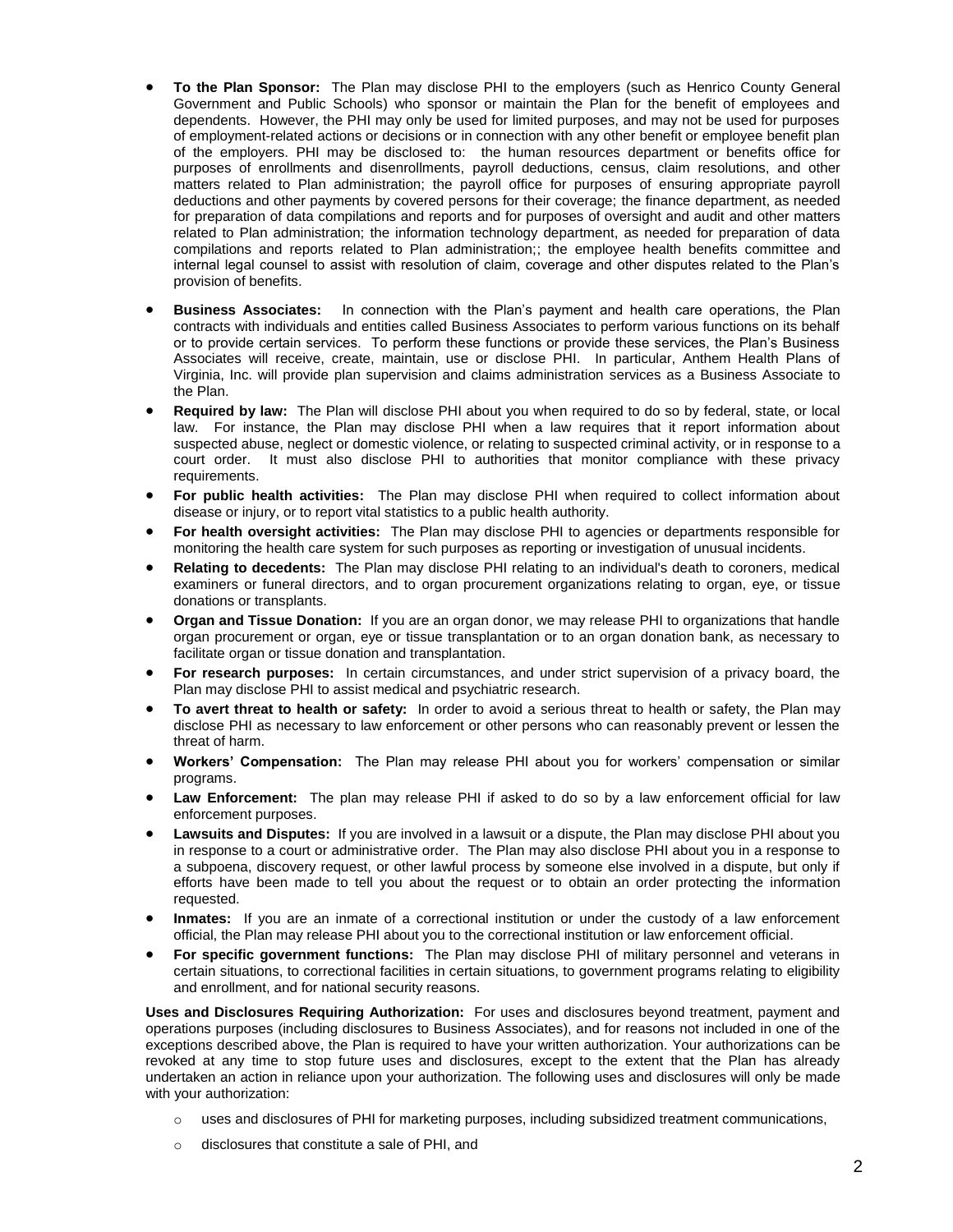- **To the Plan Sponsor:** The Plan may disclose PHI to the employers (such as Henrico County General Government and Public Schools) who sponsor or maintain the Plan for the benefit of employees and dependents. However, the PHI may only be used for limited purposes, and may not be used for purposes of employment-related actions or decisions or in connection with any other benefit or employee benefit plan of the employers. PHI may be disclosed to: the human resources department or benefits office for purposes of enrollments and disenrollments, payroll deductions, census, claim resolutions, and other matters related to Plan administration; the payroll office for purposes of ensuring appropriate payroll deductions and other payments by covered persons for their coverage; the finance department, as needed for preparation of data compilations and reports and for purposes of oversight and audit and other matters related to Plan administration; the information technology department, as needed for preparation of data compilations and reports related to Plan administration;; the employee health benefits committee and internal legal counsel to assist with resolution of claim, coverage and other disputes related to the Plan's provision of benefits.

- **Business Associates:** In connection with the Plan's payment and health care operations, the Plan contracts with individuals and entities called Business Associates to perform various functions on its behalf or to provide certain services. To perform these functions or provide these services, the Plan's Business Associates will receive, create, maintain, use or disclose PHI. In particular, Anthem Health Plans of Virginia, Inc. will provide plan supervision and claims administration services as a Business Associate to the Plan.
- **Required by law:** The Plan will disclose PHI about you when required to do so by federal, state, or local law. For instance, the Plan may disclose PHI when a law requires that it report information about suspected abuse, neglect or domestic violence, or relating to suspected criminal activity, or in response to a court order. It must also disclose PHI to authorities that monitor compliance with these privacy requirements.
- **For public health activities:** The Plan may disclose PHI when required to collect information about disease or injury, or to report vital statistics to a public health authority.
- **For health oversight activities:** The Plan may disclose PHI to agencies or departments responsible for monitoring the health care system for such purposes as reporting or investigation of unusual incidents.
- **Relating to decedents:** The Plan may disclose PHI relating to an individual's death to coroners, medical examiners or funeral directors, and to organ procurement organizations relating to organ, eye, or tissue donations or transplants.
- **Organ and Tissue Donation:** If you are an organ donor, we may release PHI to organizations that handle organ procurement or organ, eye or tissue transplantation or to an organ donation bank, as necessary to facilitate organ or tissue donation and transplantation.
- **For research purposes:** In certain circumstances, and under strict supervision of a privacy board, the Plan may disclose PHI to assist medical and psychiatric research.
- **To avert threat to health or safety:** In order to avoid a serious threat to health or safety, the Plan may disclose PHI as necessary to law enforcement or other persons who can reasonably prevent or lessen the threat of harm.
- **Workers' Compensation:** The Plan may release PHI about you for workers' compensation or similar programs.
- **Law Enforcement:** The plan may release PHI if asked to do so by a law enforcement official for law enforcement purposes.
- **Lawsuits and Disputes:** If you are involved in a lawsuit or a dispute, the Plan may disclose PHI about you in response to a court or administrative order. The Plan may also disclose PHI about you in a response to a subpoena, discovery request, or other lawful process by someone else involved in a dispute, but only if efforts have been made to tell you about the request or to obtain an order protecting the information requested.
- **Inmates:** If you are an inmate of a correctional institution or under the custody of a law enforcement official, the Plan may release PHI about you to the correctional institution or law enforcement official.
- **For specific government functions:** The Plan may disclose PHI of military personnel and veterans in certain situations, to correctional facilities in certain situations, to government programs relating to eligibility and enrollment, and for national security reasons.

**Uses and Disclosures Requiring Authorization:** For uses and disclosures beyond treatment, payment and operations purposes (including disclosures to Business Associates), and for reasons not included in one of the exceptions described above, the Plan is required to have your written authorization. Your authorizations can be revoked at any time to stop future uses and disclosures, except to the extent that the Plan has already undertaken an action in reliance upon your authorization. The following uses and disclosures will only be made with your authorization:

- uses and disclosures of PHI for marketing purposes, including subsidized treatment communications,
- disclosures that constitute a sale of PHI, and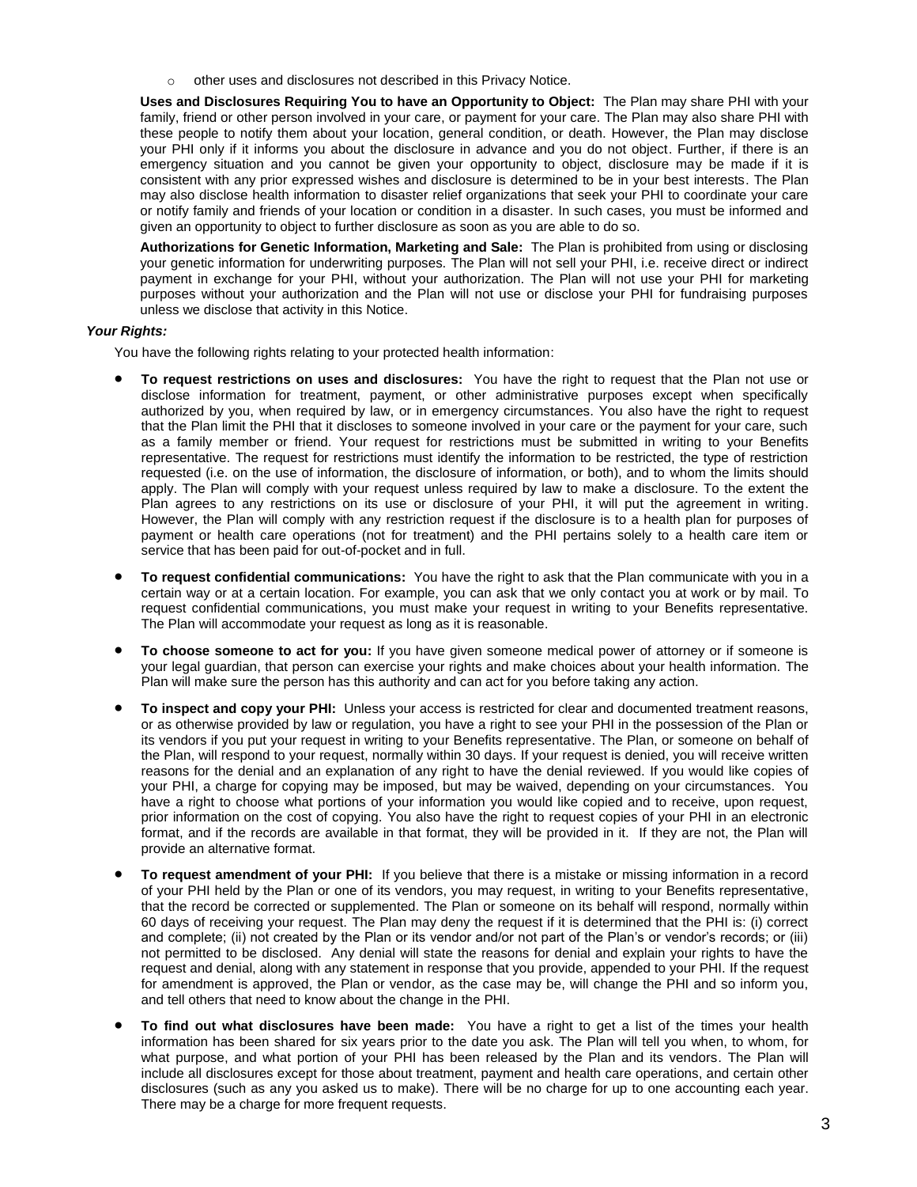- other uses and disclosures not described in this Privacy Notice.

**Uses and Disclosures Requiring You to have an Opportunity to Object:** The Plan may share PHI with your family, friend or other person involved in your care, or payment for your care. The Plan may also share PHI with these people to notify them about your location, general condition, or death. However, the Plan may disclose your PHI only if it informs you about the disclosure in advance and you do not object. Further, if there is an emergency situation and you cannot be given your opportunity to object, disclosure may be made if it is consistent with any prior expressed wishes and disclosure is determined to be in your best interests. The Plan may also disclose health information to disaster relief organizations that seek your PHI to coordinate your care or notify family and friends of your location or condition in a disaster. In such cases, you must be informed and given an opportunity to object to further disclosure as soon as you are able to do so.

**Authorizations for Genetic Information, Marketing and Sale:** The Plan is prohibited from using or disclosing your genetic information for underwriting purposes. The Plan will not sell your PHI, i.e. receive direct or indirect payment in exchange for your PHI, without your authorization. The Plan will not use your PHI for marketing purposes without your authorization and the Plan will not use or disclose your PHI for fundraising purposes unless we disclose that activity in this Notice.

***Your Rights:***

You have the following rights relating to your protected health information:

- **To request restrictions on uses and disclosures:** You have the right to request that the Plan not use or disclose information for treatment, payment, or other administrative purposes except when specifically authorized by you, when required by law, or in emergency circumstances. You also have the right to request that the Plan limit the PHI that it discloses to someone involved in your care or the payment for your care, such as a family member or friend. Your request for restrictions must be submitted in writing to your Benefits representative. The request for restrictions must identify the information to be restricted, the type of restriction requested (i.e. on the use of information, the disclosure of information, or both), and to whom the limits should apply. The Plan will comply with your request unless required by law to make a disclosure. To the extent the Plan agrees to any restrictions on its use or disclosure of your PHI, it will put the agreement in writing. However, the Plan will comply with any restriction request if the disclosure is to a health plan for purposes of payment or health care operations (not for treatment) and the PHI pertains solely to a health care item or service that has been paid for out-of-pocket and in full.

- **To request confidential communications:** You have the right to ask that the Plan communicate with you in a certain way or at a certain location. For example, you can ask that we only contact you at work or by mail. To request confidential communications, you must make your request in writing to your Benefits representative. The Plan will accommodate your request as long as it is reasonable.

- **To choose someone to act for you:** If you have given someone medical power of attorney or if someone is your legal guardian, that person can exercise your rights and make choices about your health information. The Plan will make sure the person has this authority and can act for you before taking any action.

- **To inspect and copy your PHI:** Unless your access is restricted for clear and documented treatment reasons, or as otherwise provided by law or regulation, you have a right to see your PHI in the possession of the Plan or its vendors if you put your request in writing to your Benefits representative. The Plan, or someone on behalf of the Plan, will respond to your request, normally within 30 days. If your request is denied, you will receive written reasons for the denial and an explanation of any right to have the denial reviewed. If you would like copies of your PHI, a charge for copying may be imposed, but may be waived, depending on your circumstances. You have a right to choose what portions of your information you would like copied and to receive, upon request, prior information on the cost of copying. You also have the right to request copies of your PHI in an electronic format, and if the records are available in that format, they will be provided in it. If they are not, the Plan will provide an alternative format.

- **To request amendment of your PHI:** If you believe that there is a mistake or missing information in a record of your PHI held by the Plan or one of its vendors, you may request, in writing to your Benefits representative, that the record be corrected or supplemented. The Plan or someone on its behalf will respond, normally within 60 days of receiving your request. The Plan may deny the request if it is determined that the PHI is: (i) correct and complete; (ii) not created by the Plan or its vendor and/or not part of the Plan's or vendor's records; or (iii) not permitted to be disclosed. Any denial will state the reasons for denial and explain your rights to have the request and denial, along with any statement in response that you provide, appended to your PHI. If the request for amendment is approved, the Plan or vendor, as the case may be, will change the PHI and so inform you, and tell others that need to know about the change in the PHI.

- **To find out what disclosures have been made:** You have a right to get a list of the times your health information has been shared for six years prior to the date you ask. The Plan will tell you when, to whom, for what purpose, and what portion of your PHI has been released by the Plan and its vendors. The Plan will include all disclosures except for those about treatment, payment and health care operations, and certain other disclosures (such as any you asked us to make). There will be no charge for up to one accounting each year. There may be a charge for more frequent requests.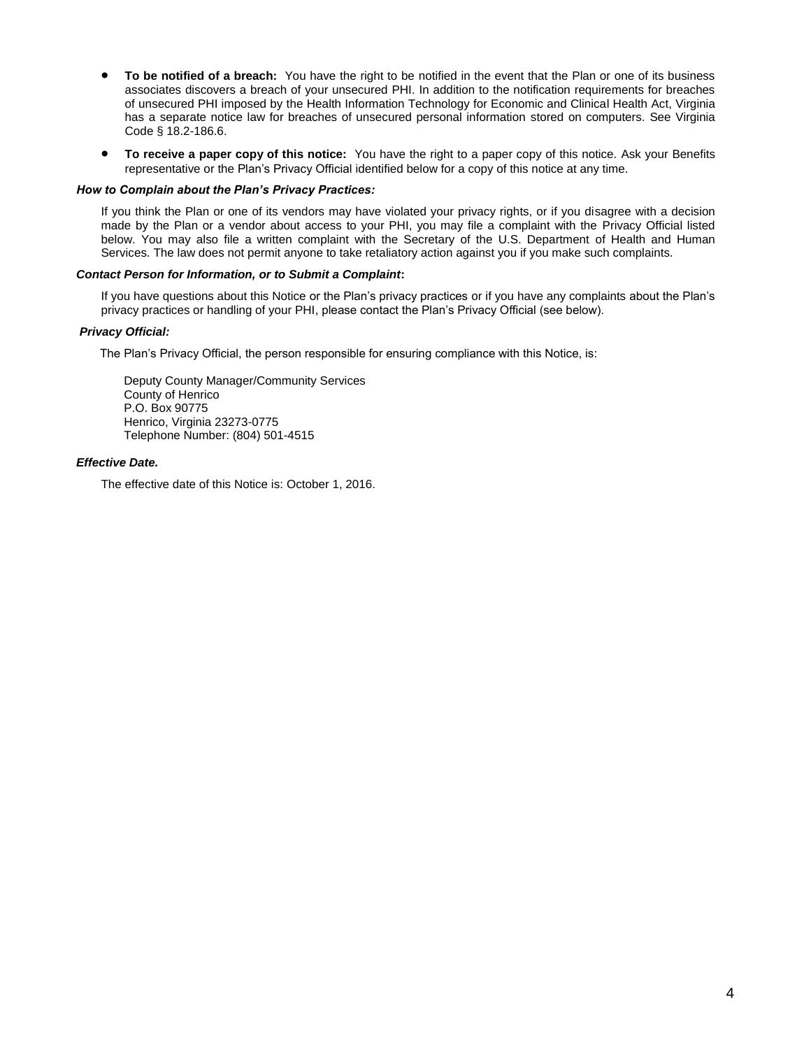- **To be notified of a breach:** You have the right to be notified in the event that the Plan or one of its business associates discovers a breach of your unsecured PHI. In addition to the notification requirements for breaches of unsecured PHI imposed by the Health Information Technology for Economic and Clinical Health Act, Virginia has a separate notice law for breaches of unsecured personal information stored on computers. See Virginia Code § 18.2-186.6.
- **To receive a paper copy of this notice:** You have the right to a paper copy of this notice. Ask your Benefits representative or the Plan's Privacy Official identified below for a copy of this notice at any time.

***How to Complain about the Plan's Privacy Practices:***

If you think the Plan or one of its vendors may have violated your privacy rights, or if you disagree with a decision made by the Plan or a vendor about access to your PHI, you may file a complaint with the Privacy Official listed below. You may also file a written complaint with the Secretary of the U.S. Department of Health and Human Services. The law does not permit anyone to take retaliatory action against you if you make such complaints.

***Contact Person for Information, or to Submit a Complaint*:**

If you have questions about this Notice or the Plan's privacy practices or if you have any complaints about the Plan's privacy practices or handling of your PHI, please contact the Plan's Privacy Official (see below).

***Privacy Official:***

The Plan's Privacy Official, the person responsible for ensuring compliance with this Notice, is:

Deputy County Manager/Community Services
County of Henrico
P.O. Box 90775
Henrico, Virginia 23273-0775
Telephone Number: (804) 501-4515

***Effective Date.***

The effective date of this Notice is: October 1, 2016.